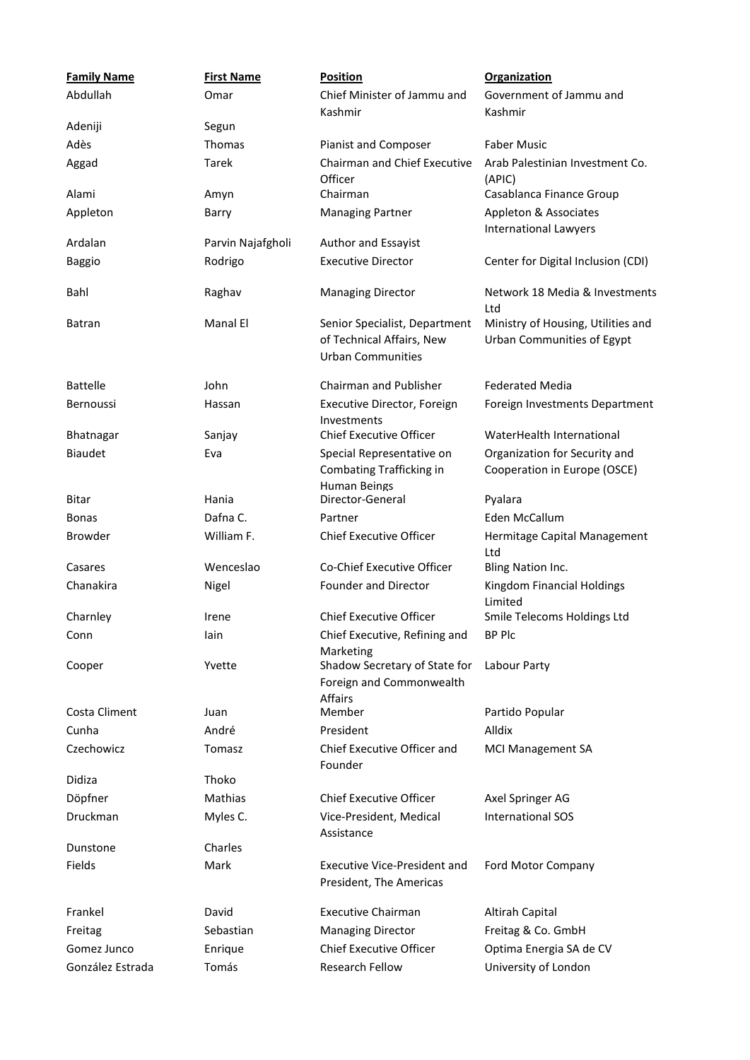| Family Name | First Name | Position | Organization |
|---|---|---|---|
| Abdullah | Omar | Chief Minister of Jammu and Kashmir | Government of Jammu and Kashmir |
| Adeniji | Segun | | |
| Adès | Thomas | Pianist and Composer | Faber Music |
| Aggad | Tarek | Chairman and Chief Executive Officer | Arab Palestinian Investment Co. (APIC) |
| Alami | Amyn | Chairman | Casablanca Finance Group |
| Appleton | Barry | Managing Partner | Appleton & Associates International Lawyers |
| Ardalan | Parvin Najafgholi | Author and Essayist | |
| Baggio | Rodrigo | Executive Director | Center for Digital Inclusion (CDI) |
| Bahl | Raghav | Managing Director | Network 18 Media & Investments Ltd |
| Batran | Manal El | Senior Specialist, Department of Technical Affairs, New Urban Communities | Ministry of Housing, Utilities and Urban Communities of Egypt |
| Battelle | John | Chairman and Publisher | Federated Media |
| Bernoussi | Hassan | Executive Director, Foreign Investments | Foreign Investments Department |
| Bhatnagar | Sanjay | Chief Executive Officer | WaterHealth International |
| Biaudet | Eva | Special Representative on Combating Trafficking in Human Beings | Organization for Security and Cooperation in Europe (OSCE) |
| Bitar | Hania | Director-General | Pyalara |
| Bonas | Dafna C. | Partner | Eden McCallum |
| Browder | William F. | Chief Executive Officer | Hermitage Capital Management Ltd |
| Casares | Wenceslao | Co-Chief Executive Officer | Bling Nation Inc. |
| Chanakira | Nigel | Founder and Director | Kingdom Financial Holdings Limited |
| Charnley | Irene | Chief Executive Officer | Smile Telecoms Holdings Ltd |
| Conn | Iain | Chief Executive, Refining and Marketing | BP Plc |
| Cooper | Yvette | Shadow Secretary of State for Foreign and Commonwealth Affairs | Labour Party |
| Costa Climent | Juan | Member | Partido Popular |
| Cunha | André | President | Alldix |
| Czechowicz | Tomasz | Chief Executive Officer and Founder | MCI Management SA |
| Didiza | Thoko | | |
| Döpfner | Mathias | Chief Executive Officer | Axel Springer AG |
| Druckman | Myles C. | Vice-President, Medical Assistance | International SOS |
| Dunstone | Charles | | |
| Fields | Mark | Executive Vice-President and President, The Americas | Ford Motor Company |
| Frankel | David | Executive Chairman | Altirah Capital |
| Freitag | Sebastian | Managing Director | Freitag & Co. GmbH |
| Gomez Junco | Enrique | Chief Executive Officer | Optima Energia SA de CV |
| González Estrada | Tomás | Research Fellow | University of London |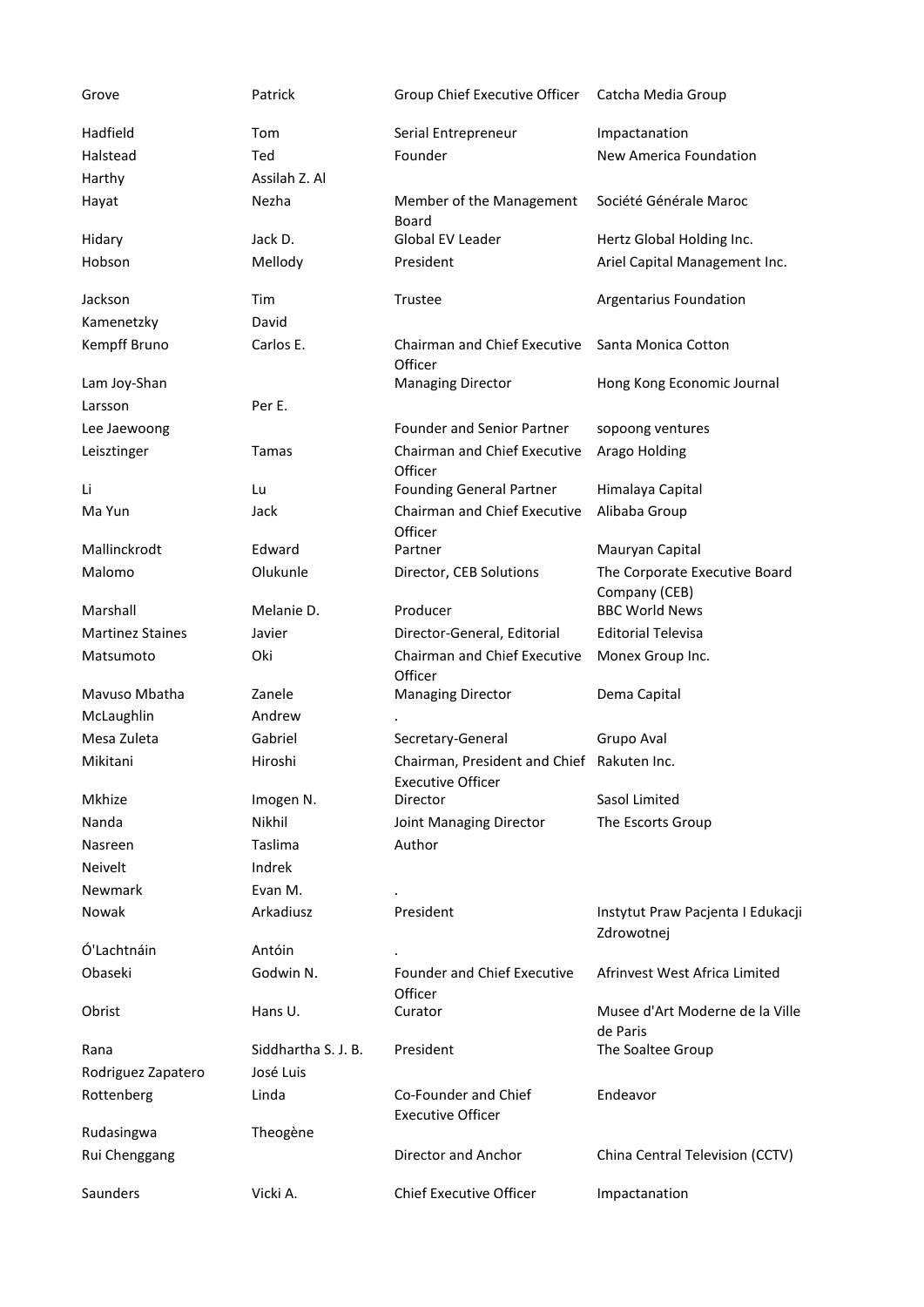| | | | |
|---|---|---|---|
| Grove | Patrick | Group Chief Executive Officer | Catcha Media Group |
| Hadfield | Tom | Serial Entrepreneur | Impactanation |
| Halstead | Ted | Founder | New America Foundation |
| Harthy | Assilah Z. Al | | |
| Hayat | Nezha | Member of the Management Board | Société Générale Maroc |
| Hidary | Jack D. | Global EV Leader | Hertz Global Holding Inc. |
| Hobson | Mellody | President | Ariel Capital Management Inc. |
| Jackson | Tim | Trustee | Argentarius Foundation |
| Kamenetzky | David | | |
| Kempff Bruno | Carlos E. | Chairman and Chief Executive Officer | Santa Monica Cotton |
| Lam Joy-Shan | | Managing Director | Hong Kong Economic Journal |
| Larsson | Per E. | | |
| Lee Jaewoong | | Founder and Senior Partner | sopoong ventures |
| Leisztinger | Tamas | Chairman and Chief Executive Officer | Arago Holding |
| Li | Lu | Founding General Partner | Himalaya Capital |
| Ma Yun | Jack | Chairman and Chief Executive Officer | Alibaba Group |
| Mallinckrodt | Edward | Partner | Mauryan Capital |
| Malomo | Olukunle | Director, CEB Solutions | The Corporate Executive Board Company (CEB) |
| Marshall | Melanie D. | Producer | BBC World News |
| Martinez Staines | Javier | Director-General, Editorial | Editorial Televisa |
| Matsumoto | Oki | Chairman and Chief Executive Officer | Monex Group Inc. |
| Mavuso Mbatha | Zanele | Managing Director | Dema Capital |
| McLaughlin | Andrew | . | |
| Mesa Zuleta | Gabriel | Secretary-General | Grupo Aval |
| Mikitani | Hiroshi | Chairman, President and Chief Executive Officer | Rakuten Inc. |
| Mkhize | Imogen N. | Director | Sasol Limited |
| Nanda | Nikhil | Joint Managing Director | The Escorts Group |
| Nasreen | Taslima | Author | |
| Neivelt | Indrek | | |
| Newmark | Evan M. | . | |
| Nowak | Arkadiusz | President | Instytut Praw Pacjenta I Edukacji Zdrowotnej |
| Ó'Lachtnáin | Antóin | . | |
| Obaseki | Godwin N. | Founder and Chief Executive Officer | Afrinvest West Africa Limited |
| Obrist | Hans U. | Curator | Musee d'Art Moderne de la Ville de Paris |
| Rana | Siddhartha S. J. B. | President | The Soaltee Group |
| Rodriguez Zapatero | José Luis | | |
| Rottenberg | Linda | Co-Founder and Chief Executive Officer | Endeavor |
| Rudasingwa | Theogène | | |
| Rui Chenggang | | Director and Anchor | China Central Television (CCTV) |
| Saunders | Vicki A. | Chief Executive Officer | Impactanation |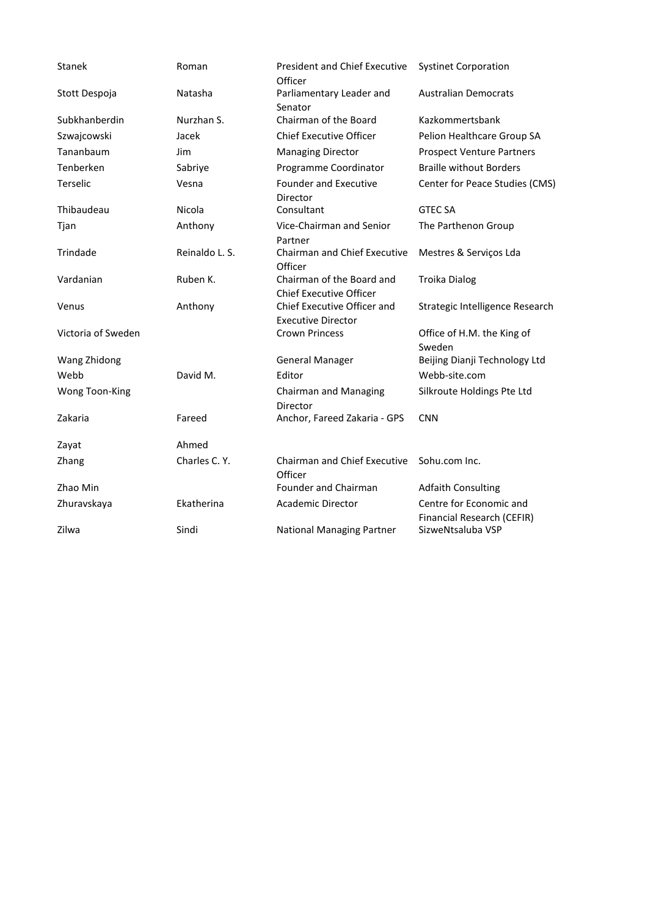| | | | |
|---|---|---|---|
| Stanek | Roman | President and Chief Executive Officer | Systinet Corporation |
| Stott Despoja | Natasha | Parliamentary Leader and Senator | Australian Democrats |
| Subkhanberdin | Nurzhan S. | Chairman of the Board | Kazkommertsbank |
| Szwajcowski | Jacek | Chief Executive Officer | Pelion Healthcare Group SA |
| Tananbaum | Jim | Managing Director | Prospect Venture Partners |
| Tenberken | Sabriye | Programme Coordinator | Braille without Borders |
| Terselic | Vesna | Founder and Executive Director | Center for Peace Studies (CMS) |
| Thibaudeau | Nicola | Consultant | GTEC SA |
| Tjan | Anthony | Vice-Chairman and Senior Partner | The Parthenon Group |
| Trindade | Reinaldo L. S. | Chairman and Chief Executive Officer | Mestres & Serviços Lda |
| Vardanian | Ruben K. | Chairman of the Board and Chief Executive Officer | Troika Dialog |
| Venus | Anthony | Chief Executive Officer and Executive Director | Strategic Intelligence Research |
| Victoria of Sweden | | Crown Princess | Office of H.M. the King of Sweden |
| Wang Zhidong | | General Manager | Beijing Dianji Technology Ltd |
| Webb | David M. | Editor | Webb-site.com |
| Wong Toon-King | | Chairman and Managing Director | Silkroute Holdings Pte Ltd |
| Zakaria | Fareed | Anchor, Fareed Zakaria - GPS | CNN |
| Zayat | Ahmed | | |
| Zhang | Charles C. Y. | Chairman and Chief Executive Officer | Sohu.com Inc. |
| Zhao Min | | Founder and Chairman | Adfaith Consulting |
| Zhuravskaya | Ekatherina | Academic Director | Centre for Economic and Financial Research (CEFIR) |
| Zilwa | Sindi | National Managing Partner | SizweNtsaluba VSP |